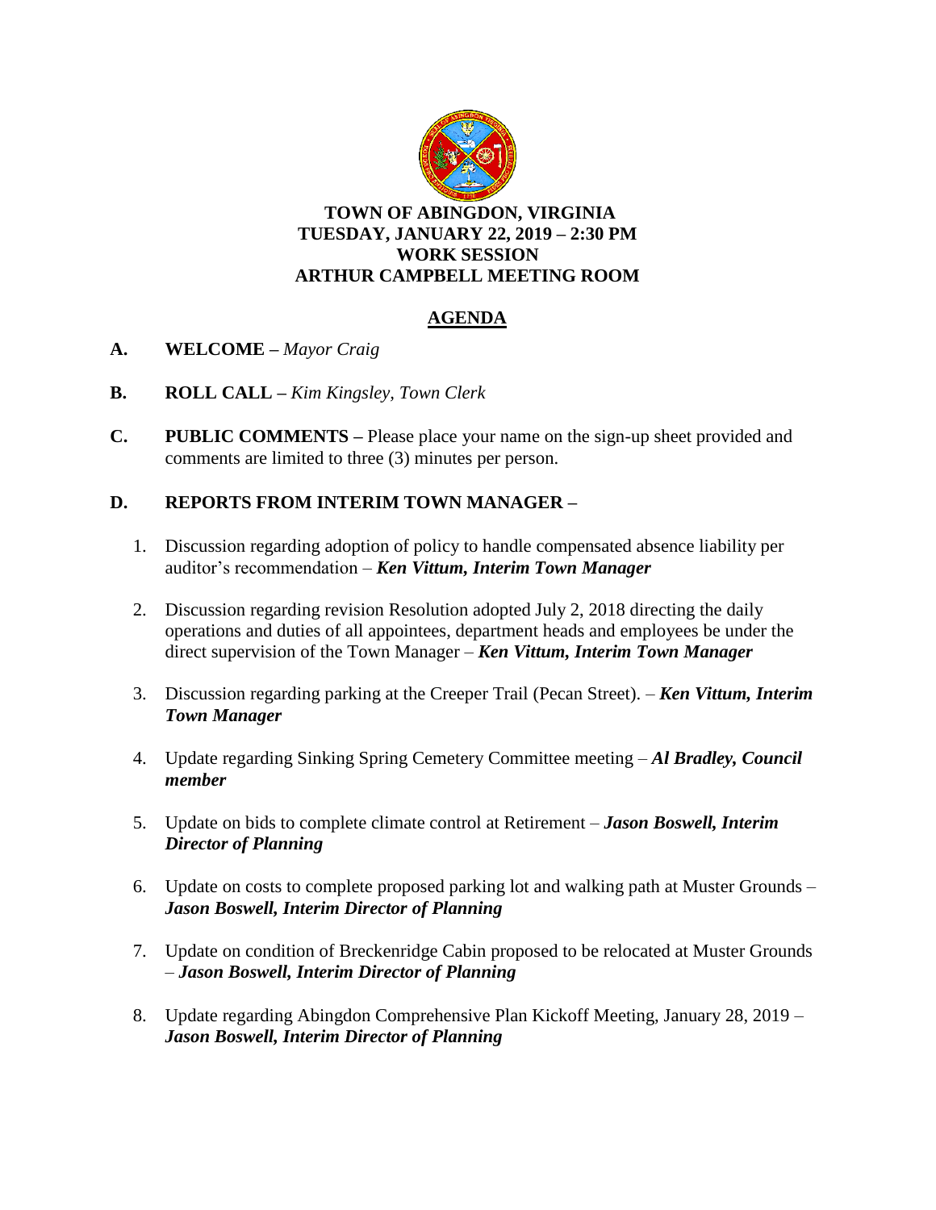**TOWN OF ABINGDON, VIRGINIA**
**TUESDAY, JANUARY 22, 2019 – 2:30 PM**
**WORK SESSION**
**ARTHUR CAMPBELL MEETING ROOM**

## AGENDA

**A. WELCOME –** *Mayor Craig*

**B. ROLL CALL –** *Kim Kingsley, Town Clerk*

**C. PUBLIC COMMENTS –** Please place your name on the sign-up sheet provided and comments are limited to three (3) minutes per person.

**D. REPORTS FROM INTERIM TOWN MANAGER –**

1. Discussion regarding adoption of policy to handle compensated absence liability per auditor's recommendation – ***Ken Vittum, Interim Town Manager***

2. Discussion regarding revision Resolution adopted July 2, 2018 directing the daily operations and duties of all appointees, department heads and employees be under the direct supervision of the Town Manager – ***Ken Vittum, Interim Town Manager***

3. Discussion regarding parking at the Creeper Trail (Pecan Street). – ***Ken Vittum, Interim Town Manager***

4. Update regarding Sinking Spring Cemetery Committee meeting – ***Al Bradley, Council member***

5. Update on bids to complete climate control at Retirement – ***Jason Boswell, Interim Director of Planning***

6. Update on costs to complete proposed parking lot and walking path at Muster Grounds – ***Jason Boswell, Interim Director of Planning***

7. Update on condition of Breckenridge Cabin proposed to be relocated at Muster Grounds – ***Jason Boswell, Interim Director of Planning***

8. Update regarding Abingdon Comprehensive Plan Kickoff Meeting, January 28, 2019 – ***Jason Boswell, Interim Director of Planning***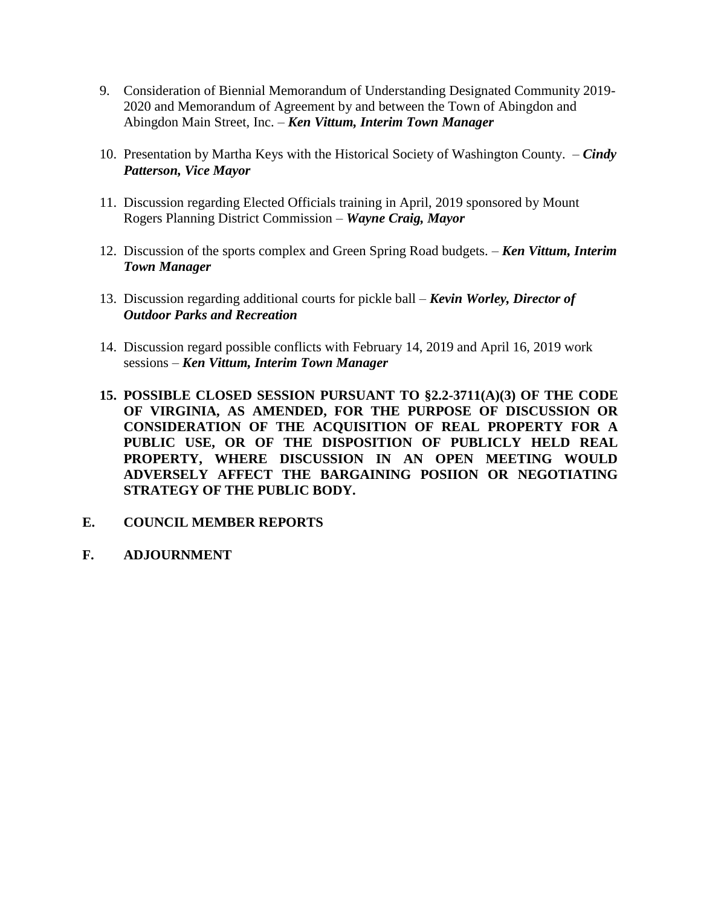9. Consideration of Biennial Memorandum of Understanding Designated Community 2019-2020 and Memorandum of Agreement by and between the Town of Abingdon and Abingdon Main Street, Inc. – ***Ken Vittum, Interim Town Manager***

10. Presentation by Martha Keys with the Historical Society of Washington County. – ***Cindy Patterson, Vice Mayor***

11. Discussion regarding Elected Officials training in April, 2019 sponsored by Mount Rogers Planning District Commission – ***Wayne Craig, Mayor***

12. Discussion of the sports complex and Green Spring Road budgets. – ***Ken Vittum, Interim Town Manager***

13. Discussion regarding additional courts for pickle ball – ***Kevin Worley, Director of Outdoor Parks and Recreation***

14. Discussion regard possible conflicts with February 14, 2019 and April 16, 2019 work sessions – ***Ken Vittum, Interim Town Manager***

15. **POSSIBLE CLOSED SESSION PURSUANT TO §2.2-3711(A)(3) OF THE CODE OF VIRGINIA, AS AMENDED, FOR THE PURPOSE OF DISCUSSION OR CONSIDERATION OF THE ACQUISITION OF REAL PROPERTY FOR A PUBLIC USE, OR OF THE DISPOSITION OF PUBLICLY HELD REAL PROPERTY, WHERE DISCUSSION IN AN OPEN MEETING WOULD ADVERSELY AFFECT THE BARGAINING POSIION OR NEGOTIATING STRATEGY OF THE PUBLIC BODY.**

**E. COUNCIL MEMBER REPORTS**

**F. ADJOURNMENT**